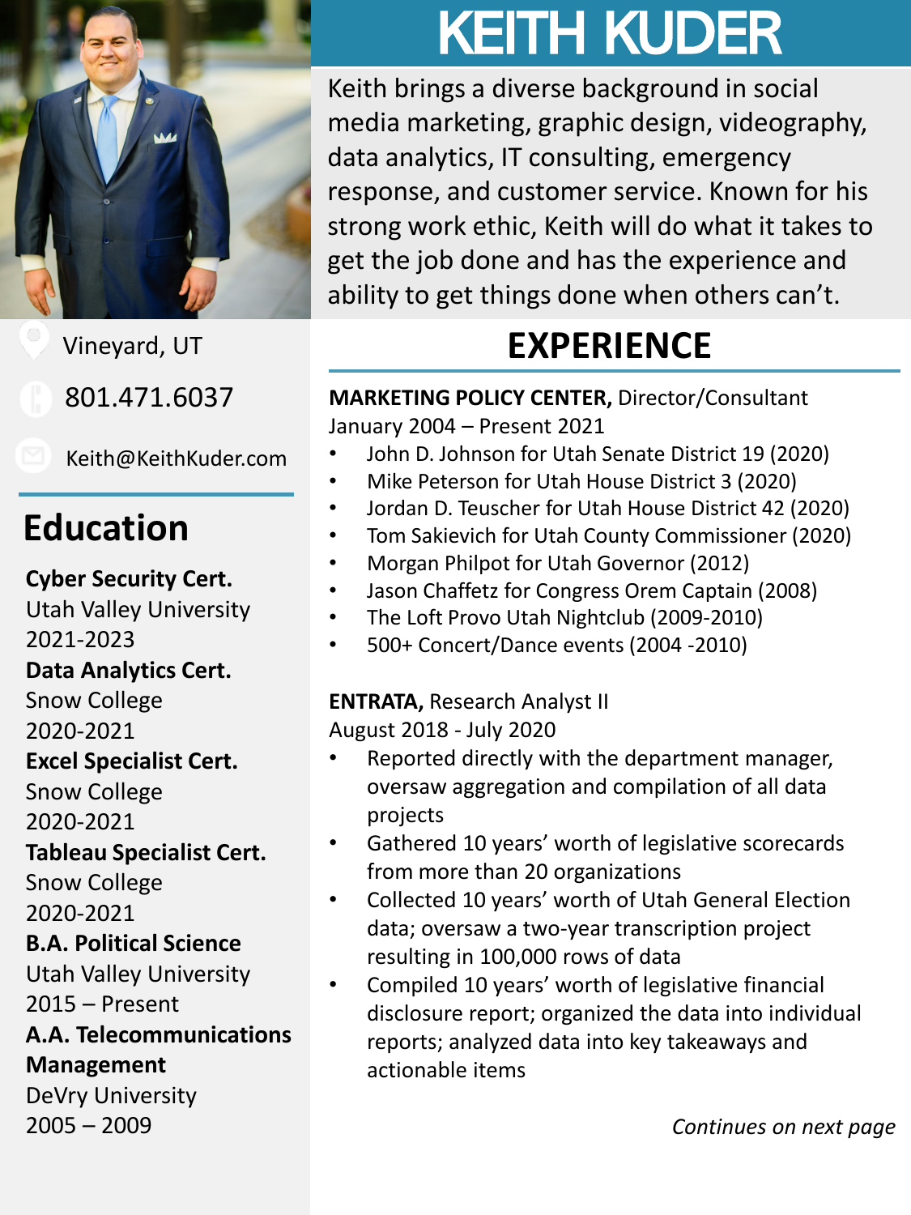# KEITH KUDER

Keith brings a diverse background in social media marketing, graphic design, videography, data analytics, IT consulting, emergency response, and customer service. Known for his strong work ethic, Keith will do what it takes to get the job done and has the experience and ability to get things done when others can't.

Vineyard, UT

801.471.6037

Keith@KeithKuder.com

## Education

**Cyber Security Cert.**
Utah Valley University
2021-2023

**Data Analytics Cert.**
Snow College
2020-2021

**Excel Specialist Cert.**
Snow College
2020-2021

**Tableau Specialist Cert.**
Snow College
2020-2021

**B.A. Political Science**
Utah Valley University
2015 – Present

**A.A. Telecommunications Management**
DeVry University
2005 – 2009

## EXPERIENCE

**MARKETING POLICY CENTER,** Director/Consultant
January 2004 – Present 2021

- John D. Johnson for Utah Senate District 19 (2020)
- Mike Peterson for Utah House District 3 (2020)
- Jordan D. Teuscher for Utah House District 42 (2020)
- Tom Sakievich for Utah County Commissioner (2020)
- Morgan Philpot for Utah Governor (2012)
- Jason Chaffetz for Congress Orem Captain (2008)
- The Loft Provo Utah Nightclub (2009-2010)
- 500+ Concert/Dance events (2004 -2010)

**ENTRATA,** Research Analyst II
August 2018 - July 2020

- Reported directly with the department manager, oversaw aggregation and compilation of all data projects
- Gathered 10 years' worth of legislative scorecards from more than 20 organizations
- Collected 10 years' worth of Utah General Election data; oversaw a two-year transcription project resulting in 100,000 rows of data
- Compiled 10 years' worth of legislative financial disclosure report; organized the data into individual reports; analyzed data into key takeaways and actionable items

*Continues on next page*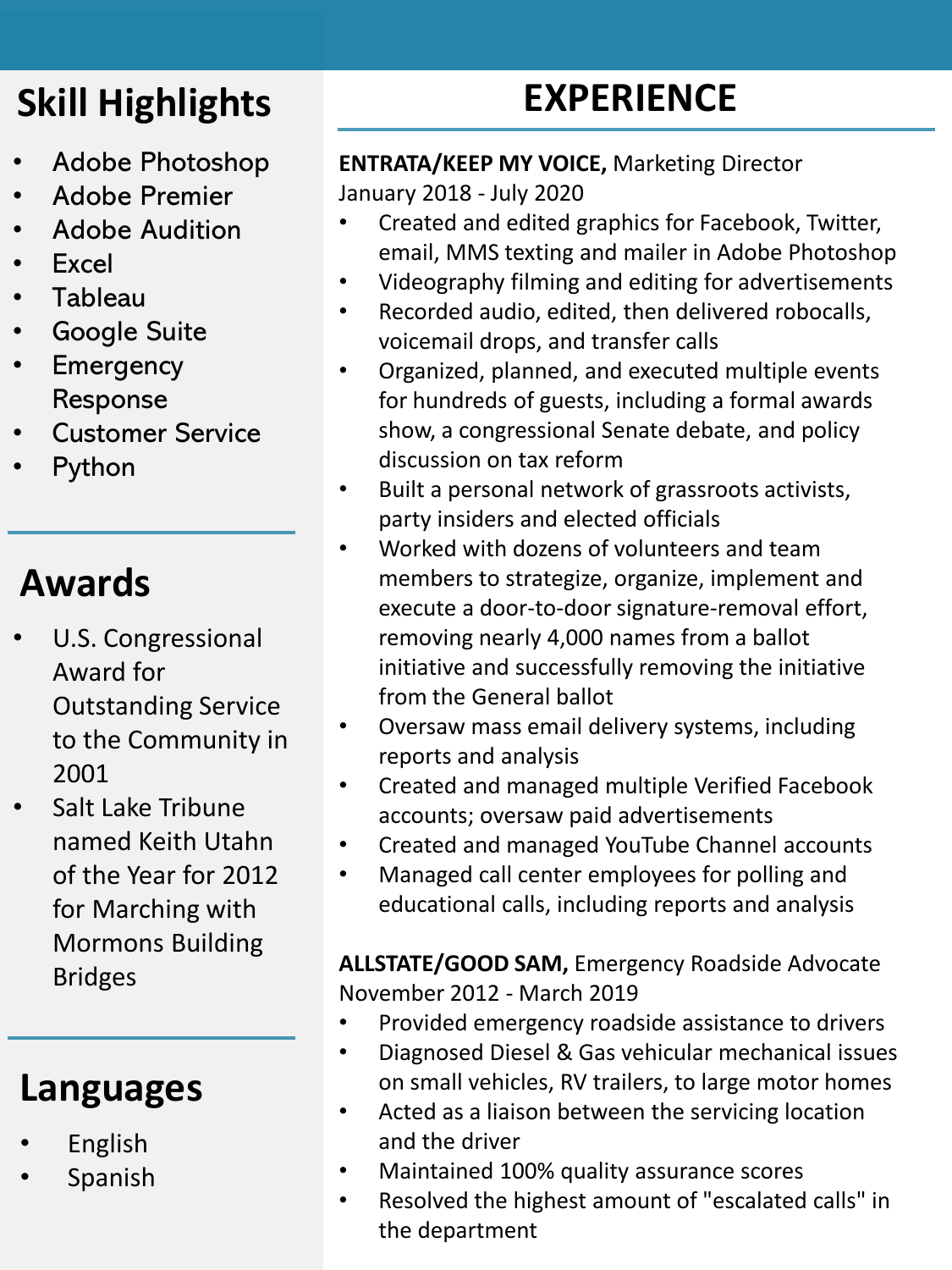## Skill Highlights

- Adobe Photoshop
- Adobe Premier
- Adobe Audition
- Excel
- Tableau
- Google Suite
- Emergency Response
- Customer Service
- Python

## Awards

- U.S. Congressional Award for Outstanding Service to the Community in 2001
- Salt Lake Tribune named Keith Utahn of the Year for 2012 for Marching with Mormons Building Bridges

## Languages

- English
- Spanish

# EXPERIENCE

**ENTRATA/KEEP MY VOICE,** Marketing Director
January 2018 - July 2020

- Created and edited graphics for Facebook, Twitter, email, MMS texting and mailer in Adobe Photoshop
- Videography filming and editing for advertisements
- Recorded audio, edited, then delivered robocalls, voicemail drops, and transfer calls
- Organized, planned, and executed multiple events for hundreds of guests, including a formal awards show, a congressional Senate debate, and policy discussion on tax reform
- Built a personal network of grassroots activists, party insiders and elected officials
- Worked with dozens of volunteers and team members to strategize, organize, implement and execute a door-to-door signature-removal effort, removing nearly 4,000 names from a ballot initiative and successfully removing the initiative from the General ballot
- Oversaw mass email delivery systems, including reports and analysis
- Created and managed multiple Verified Facebook accounts; oversaw paid advertisements
- Created and managed YouTube Channel accounts
- Managed call center employees for polling and educational calls, including reports and analysis

**ALLSTATE/GOOD SAM,** Emergency Roadside Advocate
November 2012 - March 2019

- Provided emergency roadside assistance to drivers
- Diagnosed Diesel & Gas vehicular mechanical issues on small vehicles, RV trailers, to large motor homes
- Acted as a liaison between the servicing location and the driver
- Maintained 100% quality assurance scores
- Resolved the highest amount of "escalated calls" in the department